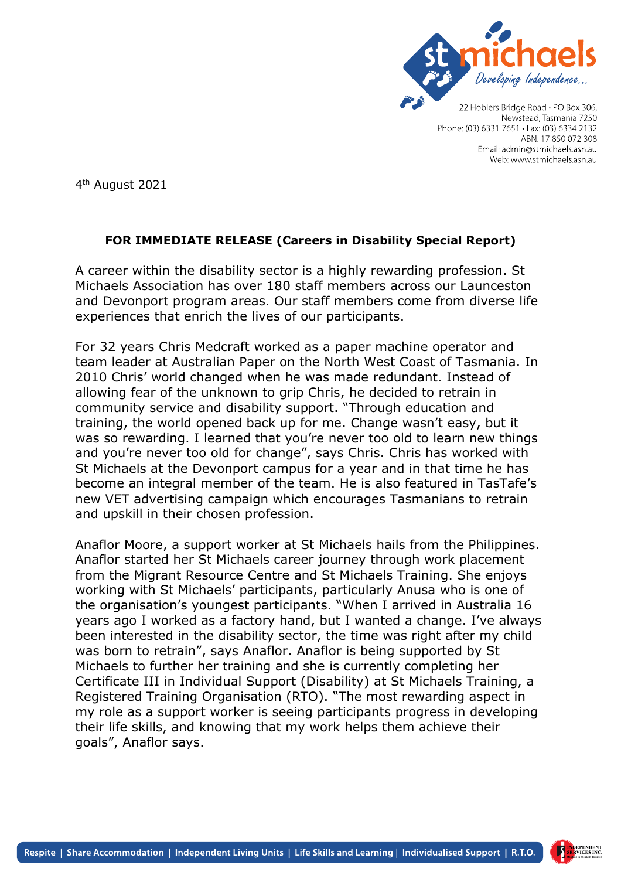st michaels
*Developing Independence...*

22 Hoblers Bridge Road • PO Box 306,
Newstead, Tasmania 7250
Phone: (03) 6331 7651 • Fax: (03) 6334 2132
ABN: 17 850 072 308
Email: admin@stmichaels.asn.au
Web: www.stmichaels.asn.au

4th August 2021

**FOR IMMEDIATE RELEASE (Careers in Disability Special Report)**

A career within the disability sector is a highly rewarding profession. St Michaels Association has over 180 staff members across our Launceston and Devonport program areas. Our staff members come from diverse life experiences that enrich the lives of our participants.

For 32 years Chris Medcraft worked as a paper machine operator and team leader at Australian Paper on the North West Coast of Tasmania. In 2010 Chris' world changed when he was made redundant. Instead of allowing fear of the unknown to grip Chris, he decided to retrain in community service and disability support. "Through education and training, the world opened back up for me. Change wasn't easy, but it was so rewarding. I learned that you're never too old to learn new things and you're never too old for change", says Chris. Chris has worked with St Michaels at the Devonport campus for a year and in that time he has become an integral member of the team. He is also featured in TasTafe's new VET advertising campaign which encourages Tasmanians to retrain and upskill in their chosen profession.

Anaflor Moore, a support worker at St Michaels hails from the Philippines. Anaflor started her St Michaels career journey through work placement from the Migrant Resource Centre and St Michaels Training. She enjoys working with St Michaels' participants, particularly Anusa who is one of the organisation's youngest participants. "When I arrived in Australia 16 years ago I worked as a factory hand, but I wanted a change. I've always been interested in the disability sector, the time was right after my child was born to retrain", says Anaflor. Anaflor is being supported by St Michaels to further her training and she is currently completing her Certificate III in Individual Support (Disability) at St Michaels Training, a Registered Training Organisation (RTO). "The most rewarding aspect in my role as a support worker is seeing participants progress in developing their life skills, and knowing that my work helps them achieve their goals", Anaflor says.

Respite | Share Accommodation | Independent Living Units | Life Skills and Learning | Individualised Support | R.T.O.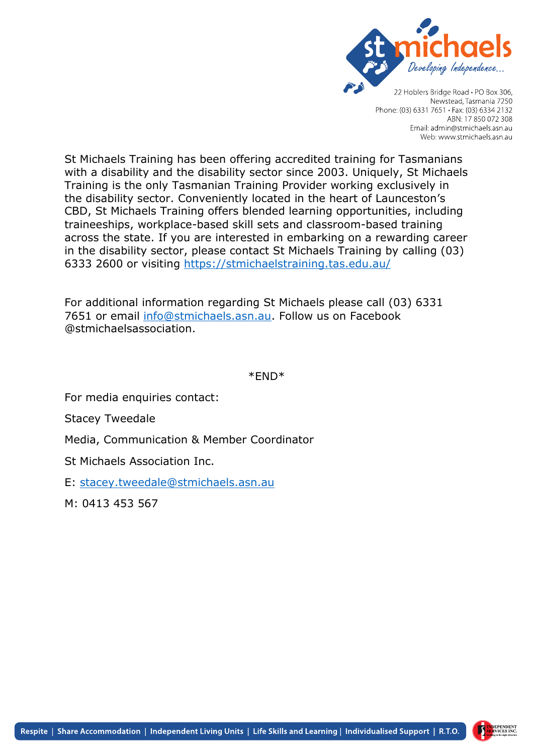St Michaels Training has been offering accredited training for Tasmanians with a disability and the disability sector since 2003. Uniquely, St Michaels Training is the only Tasmanian Training Provider working exclusively in the disability sector. Conveniently located in the heart of Launceston's CBD, St Michaels Training offers blended learning opportunities, including traineeships, workplace-based skill sets and classroom-based training across the state. If you are interested in embarking on a rewarding career in the disability sector, please contact St Michaels Training by calling (03) 6333 2600 or visiting https://stmichaelstraining.tas.edu.au/

For additional information regarding St Michaels please call (03) 6331 7651 or email info@stmichaels.asn.au. Follow us on Facebook @stmichaelsassociation.

*END*

For media enquiries contact:

Stacey Tweedale

Media, Communication & Member Coordinator

St Michaels Association Inc.

E: stacey.tweedale@stmichaels.asn.au

M: 0413 453 567